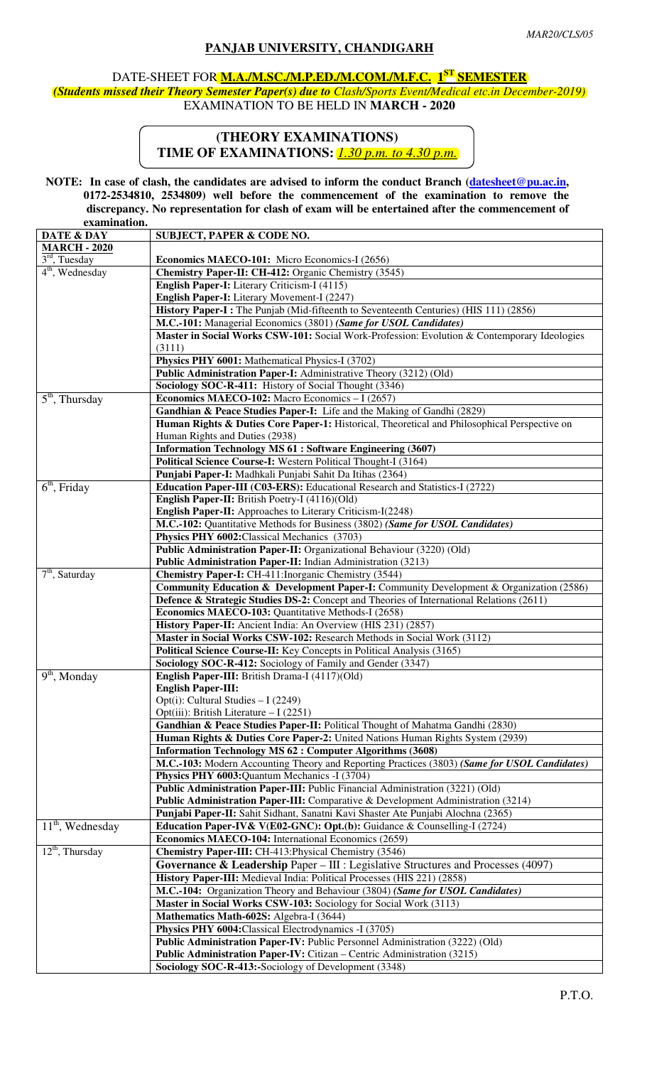MAR20/CLS/05

# PANJAB UNIVERSITY, CHANDIGARH

## DATE-SHEET FOR M.A./M.SC./M.P.ED./M.COM./M.F.C. 1ST SEMESTER

***(Students missed their Theory Semester Paper(s) due to Clash/Sports Event/Medical etc.in December-2019)***

EXAMINATION TO BE HELD IN **MARCH - 2020**

**(THEORY EXAMINATIONS)**

**TIME OF EXAMINATIONS: *1.30 p.m. to 4.30 p.m.***

**NOTE: In case of clash, the candidates are advised to inform the conduct Branch (datesheet@pu.ac.in, 0172-2534810, 2534809) well before the commencement of the examination to remove the discrepancy. No representation for clash of exam will be entertained after the commencement of examination.**

| DATE & DAY | SUBJECT, PAPER & CODE NO. |
|---|---|
| **MARCH - 2020** | |
| 3rd, Tuesday | **Economics MAECO-101:** Micro Economics-I (2656) |
| 4th, Wednesday | **Chemistry Paper-II: CH-412:** Organic Chemistry (3545) |
| | **English Paper-I:** Literary Criticism-I (4115) |
| | **English Paper-I:** Literary Movement-I (2247) |
| | **History Paper-I :** The Punjab (Mid-fifteenth to Seventeenth Centuries) (HIS 111) (2856) |
| | **M.C.-101:** Managerial Economics (3801) ***(Same for USOL Candidates)*** |
| | **Master in Social Works CSW-101:** Social Work-Profession: Evolution & Contemporary Ideologies (3111) |
| | **Physics PHY 6001:** Mathematical Physics-I (3702) |
| | **Public Administration Paper-I:** Administrative Theory (3212) (Old) |
| | **Sociology SOC-R-411:** History of Social Thought (3346) |
| 5th, Thursday | **Economics MAECO-102:** Macro Economics – I (2657) |
| | **Gandhian & Peace Studies Paper-I:** Life and the Making of Gandhi (2829) |
| | **Human Rights & Duties Core Paper-1:** Historical, Theoretical and Philosophical Perspective on Human Rights and Duties (2938) |
| | **Information Technology MS 61 : Software Engineering (3607)** |
| | **Political Science Course-I:** Western Political Thought-I (3164) |
| | **Punjabi Paper-I:** Madhkali Punjabi Sahit Da Itihas (2364) |
| 6th, Friday | **Education Paper-III (C03-ERS):** Educational Research and Statistics-I (2722) |
| | **English Paper-II:** British Poetry-I (4116)(Old) |
| | **English Paper-II:** Approaches to Literary Criticism-I(2248) |
| | **M.C.-102:** Quantitative Methods for Business (3802) ***(Same for USOL Candidates)*** |
| | **Physics PHY 6002:**Classical Mechanics (3703) |
| | **Public Administration Paper-II:** Organizational Behaviour (3220) (Old) |
| | **Public Administration Paper-II:** Indian Administration (3213) |
| 7th, Saturday | **Chemistry Paper-I:** CH-411:Inorganic Chemistry (3544) |
| | **Community Education & Development Paper-I:** Community Development & Organization (2586) |
| | **Defence & Strategic Studies DS-2:** Concept and Theories of International Relations (2611) |
| | **Economics MAECO-103:** Quantitative Methods-I (2658) |
| | **History Paper-II:** Ancient India: An Overview (HIS 231) (2857) |
| | **Master in Social Works CSW-102:** Research Methods in Social Work (3112) |
| | **Political Science Course-II:** Key Concepts in Political Analysis (3165) |
| | **Sociology SOC-R-412:** Sociology of Family and Gender (3347) |
| 9th, Monday | **English Paper-III:** British Drama-I (4117)(Old) |
| | **English Paper-III:**<br>Opt(i): Cultural Studies – I (2249)<br>Opt(iii): British Literature – I (2251) |
| | **Gandhian & Peace Studies Paper-II:** Political Thought of Mahatma Gandhi (2830) |
| | **Human Rights & Duties Core Paper-2:** United Nations Human Rights System (2939) |
| | **Information Technology MS 62 : Computer Algorithms (3608)** |
| | **M.C.-103:** Modern Accounting Theory and Reporting Practices (3803) ***(Same for USOL Candidates)*** |
| | **Physics PHY 6003:**Quantum Mechanics -I (3704) |
| | **Public Administration Paper-III:** Public Financial Administration (3221) (Old) |
| | **Public Administration Paper-III:** Comparative & Development Administration (3214) |
| | **Punjabi Paper-II:** Sahit Sidhant, Sanatni Kavi Shaster Ate Punjabi Alochna (2365) |
| 11th, Wednesday | **Education Paper-IV& V(E02-GNC): Opt.(b):** Guidance & Counselling-I (2724) |
| | **Economics MAECO-104:** International Economics (2659) |
| 12th, Thursday | **Chemistry Paper-III:** CH-413:Physical Chemistry (3546) |
| | **Governance & Leadership** Paper – III : Legislative Structures and Processes (4097) |
| | **History Paper-III:** Medieval India: Political Processes (HIS 221) (2858) |
| | **M.C.-104:** Organization Theory and Behaviour (3804) ***(Same for USOL Candidates)*** |
| | **Master in Social Works CSW-103:** Sociology for Social Work (3113) |
| | **Mathematics Math-602S:** Algebra-I (3644) |
| | **Physics PHY 6004:**Classical Electrodynamics -I (3705) |
| | **Public Administration Paper-IV:** Public Personnel Administration (3222) (Old) |
| | **Public Administration Paper-IV:** Citizan – Centric Administration (3215) |
| | **Sociology SOC-R-413:**-Sociology of Development (3348) |

P.T.O.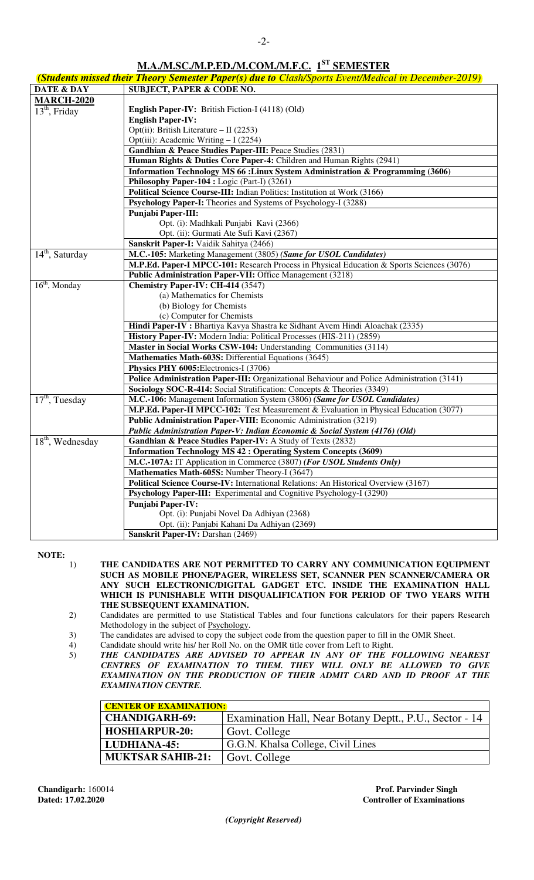## M.A./M.SC./M.P.ED./M.COM./M.F.C. 1ST SEMESTER

***(Students missed their Theory Semester Paper(s) due to Clash/Sports Event/Medical in December-2019)***

| DATE & DAY | SUBJECT, PAPER & CODE NO. |
|---|---|
| **MARCH-2020** | |
| 13th, Friday | **English Paper-IV:** British Fiction-I (4118) (Old)<br>**English Paper-IV:**<br>Opt(ii): British Literature – II (2253)<br>Opt(iii): Academic Writing – I (2254) |
| | **Gandhian & Peace Studies Paper-III:** Peace Studies (2831) |
| | **Human Rights & Duties Core Paper-4:** Children and Human Rights (2941) |
| | **Information Technology MS 66 :Linux System Administration & Programming (3606)** |
| | **Philosophy Paper-104 :** Logic (Part-I) (3261) |
| | **Political Science Course-III:** Indian Politics: Institution at Work (3166) |
| | **Psychology Paper-I:** Theories and Systems of Psychology-I (3288) |
| | **Punjabi Paper-III:**<br>Opt. (i): Madhkali Punjabi Kavi (2366)<br>Opt. (ii): Gurmati Ate Sufi Kavi (2367) |
| | **Sanskrit Paper-I:** Vaidik Sahitya (2466) |
| 14th, Saturday | **M.C.-105:** Marketing Management (3805) ***(Same for USOL Candidates)*** |
| | **M.P.Ed. Paper-I MPCC-101:** Research Process in Physical Education & Sports Sciences (3076) |
| | **Public Administration Paper-VII:** Office Management (3218) |
| 16th, Monday | **Chemistry Paper-IV: CH-414** (3547)<br>(a) Mathematics for Chemists<br>(b) Biology for Chemists<br>(c) Computer for Chemists |
| | **Hindi Paper-IV :** Bhartiya Kavya Shastra ke Sidhant Avem Hindi Aloachak (2335) |
| | **History Paper-IV:** Modern India: Political Processes (HIS-211) (2859) |
| | **Master in Social Works CSW-104:** Understanding Communities (3114) |
| | **Mathematics Math-603S:** Differential Equations (3645) |
| | **Physics PHY 6005:**Electronics-I (3706) |
| | **Police Administration Paper-III:** Organizational Behaviour and Police Administration (3141) |
| | **Sociology SOC-R-414:** Social Stratification: Concepts & Theories (3349) |
| 17th, Tuesday | **M.C.-106:** Management Information System (3806) ***(Same for USOL Candidates)*** |
| | **M.P.Ed. Paper-II MPCC-102:** Test Measurement & Evaluation in Physical Education (3077) |
| | **Public Administration Paper-VIII:** Economic Administration (3219) |
| | ***Public Administration Paper-V: Indian Economic & Social System (4176) (Old)*** |
| 18th, Wednesday | **Gandhian & Peace Studies Paper-IV:** A Study of Texts (2832) |
| | **Information Technology MS 42 : Operating System Concepts (3609)** |
| | **M.C.-107A:** IT Application in Commerce (3807) ***(For USOL Students Only)*** |
| | **Mathematics Math-605S:** Number Theory-I (3647) |
| | **Political Science Course-IV:** International Relations: An Historical Overview (3167) |
| | **Psychology Paper-III:** Experimental and Cognitive Psychology-I (3290) |
| | **Punjabi Paper-IV:**<br>Opt. (i): Punjabi Novel Da Adhiyan (2368)<br>Opt. (ii): Panjabi Kahani Da Adhiyan (2369) |
| | **Sanskrit Paper-IV:** Darshan (2469) |

**NOTE:**

1) **THE CANDIDATES ARE NOT PERMITTED TO CARRY ANY COMMUNICATION EQUIPMENT SUCH AS MOBILE PHONE/PAGER, WIRELESS SET, SCANNER PEN SCANNER/CAMERA OR ANY SUCH ELECTRONIC/DIGITAL GADGET ETC. INSIDE THE EXAMINATION HALL WHICH IS PUNISHABLE WITH DISQUALIFICATION FOR PERIOD OF TWO YEARS WITH THE SUBSEQUENT EXAMINATION.**
2) Candidates are permitted to use Statistical Tables and four functions calculators for their papers Research Methodology in the subject of Psychology.
3) The candidates are advised to copy the subject code from the question paper to fill in the OMR Sheet.
4) Candidate should write his/ her Roll No. on the OMR title cover from Left to Right.
5) ***THE CANDIDATES ARE ADVISED TO APPEAR IN ANY OF THE FOLLOWING NEAREST CENTRES OF EXAMINATION TO THEM. THEY WILL ONLY BE ALLOWED TO GIVE EXAMINATION ON THE PRODUCTION OF THEIR ADMIT CARD AND ID PROOF AT THE EXAMINATION CENTRE.***

| **CENTER OF EXAMINATION:** | |
|---|---|
| **CHANDIGARH-69:** | Examination Hall, Near Botany Deptt., P.U., Sector - 14 |
| **HOSHIARPUR-20:** | Govt. College |
| **LUDHIANA-45:** | G.G.N. Khalsa College, Civil Lines |
| **MUKTSAR SAHIB-21:** | Govt. College |

**Chandigarh:** 160014
**Dated: 17.02.2020**

**Prof. Parvinder Singh**
**Controller of Examinations**

*(Copyright Reserved)*